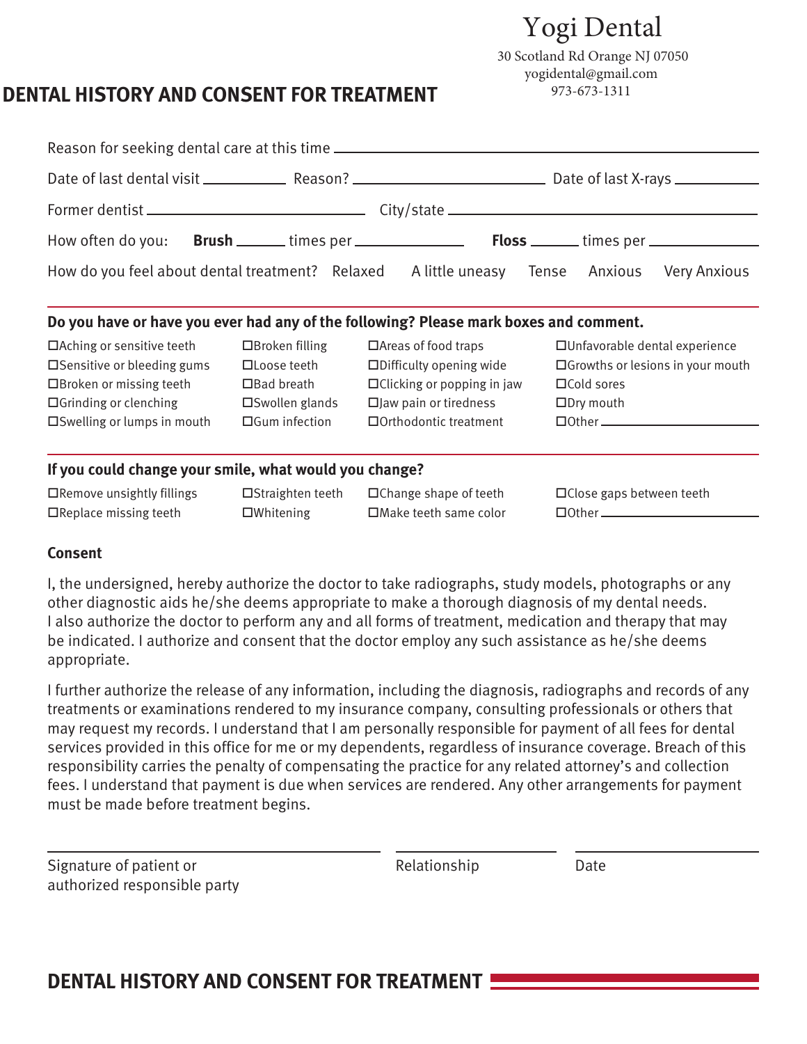Yogi Dental

30 Scotland Rd Orange NJ 07050
yogidental@gmail.com
973-673-1311

# DENTAL HISTORY AND CONSENT FOR TREATMENT

Reason for seeking dental care at this time ______________________________

Date of last dental visit __________ Reason? ______________________ Date of last X-rays __________

Former dentist ______________________ City/state ______________________

How often do you: **Brush** _____ times per ____________ **Floss** _____ times per ____________

How do you feel about dental treatment? Relaxed A little uneasy Tense Anxious Very Anxious

**Do you have or have you ever had any of the following? Please mark boxes and comment.**

- ☐ Aching or sensitive teeth
- ☐ Sensitive or bleeding gums
- ☐ Broken or missing teeth
- ☐ Grinding or clenching
- ☐ Swelling or lumps in mouth
- ☐ Broken filling
- ☐ Loose teeth
- ☐ Bad breath
- ☐ Swollen glands
- ☐ Gum infection
- ☐ Areas of food traps
- ☐ Difficulty opening wide
- ☐ Clicking or popping in jaw
- ☐ Jaw pain or tiredness
- ☐ Orthodontic treatment
- ☐ Unfavorable dental experience
- ☐ Growths or lesions in your mouth
- ☐ Cold sores
- ☐ Dry mouth
- ☐ Other ____________________

**If you could change your smile, what would you change?**

- ☐ Remove unsightly fillings
- ☐ Replace missing teeth
- ☐ Straighten teeth
- ☐ Whitening
- ☐ Change shape of teeth
- ☐ Make teeth same color
- ☐ Close gaps between teeth
- ☐ Other ____________________

**Consent**

I, the undersigned, hereby authorize the doctor to take radiographs, study models, photographs or any other diagnostic aids he/she deems appropriate to make a thorough diagnosis of my dental needs. I also authorize the doctor to perform any and all forms of treatment, medication and therapy that may be indicated. I authorize and consent that the doctor employ any such assistance as he/she deems appropriate.

I further authorize the release of any information, including the diagnosis, radiographs and records of any treatments or examinations rendered to my insurance company, consulting professionals or others that may request my records. I understand that I am personally responsible for payment of all fees for dental services provided in this office for me or my dependents, regardless of insurance coverage. Breach of this responsibility carries the penalty of compensating the practice for any related attorney's and collection fees. I understand that payment is due when services are rendered. Any other arrangements for payment must be made before treatment begins.

______________________________ ______________ ______________
Signature of patient or authorized responsible party    Relationship    Date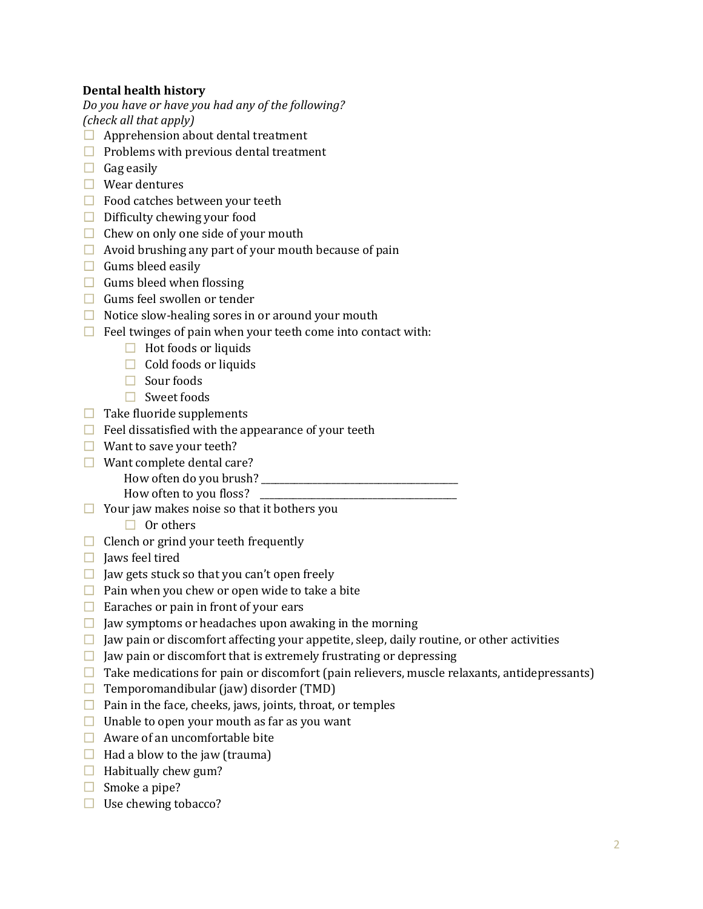**Dental health history**

*Do you have or have you had any of the following?*
*(check all that apply)*

- ☐ Apprehension about dental treatment
- ☐ Problems with previous dental treatment
- ☐ Gag easily
- ☐ Wear dentures
- ☐ Food catches between your teeth
- ☐ Difficulty chewing your food
- ☐ Chew on only one side of your mouth
- ☐ Avoid brushing any part of your mouth because of pain
- ☐ Gums bleed easily
- ☐ Gums bleed when flossing
- ☐ Gums feel swollen or tender
- ☐ Notice slow-healing sores in or around your mouth
- ☐ Feel twinges of pain when your teeth come into contact with:
  - ☐ Hot foods or liquids
  - ☐ Cold foods or liquids
  - ☐ Sour foods
  - ☐ Sweet foods
- ☐ Take fluoride supplements
- ☐ Feel dissatisfied with the appearance of your teeth
- ☐ Want to save your teeth?
- ☐ Want complete dental care?
  - How often do you brush? ______________________________
  - How often to you floss? ______________________________
- ☐ Your jaw makes noise so that it bothers you
  - ☐ Or others
- ☐ Clench or grind your teeth frequently
- ☐ Jaws feel tired
- ☐ Jaw gets stuck so that you can't open freely
- ☐ Pain when you chew or open wide to take a bite
- ☐ Earaches or pain in front of your ears
- ☐ Jaw symptoms or headaches upon awaking in the morning
- ☐ Jaw pain or discomfort affecting your appetite, sleep, daily routine, or other activities
- ☐ Jaw pain or discomfort that is extremely frustrating or depressing
- ☐ Take medications for pain or discomfort (pain relievers, muscle relaxants, antidepressants)
- ☐ Temporomandibular (jaw) disorder (TMD)
- ☐ Pain in the face, cheeks, jaws, joints, throat, or temples
- ☐ Unable to open your mouth as far as you want
- ☐ Aware of an uncomfortable bite
- ☐ Had a blow to the jaw (trauma)
- ☐ Habitually chew gum?
- ☐ Smoke a pipe?
- ☐ Use chewing tobacco?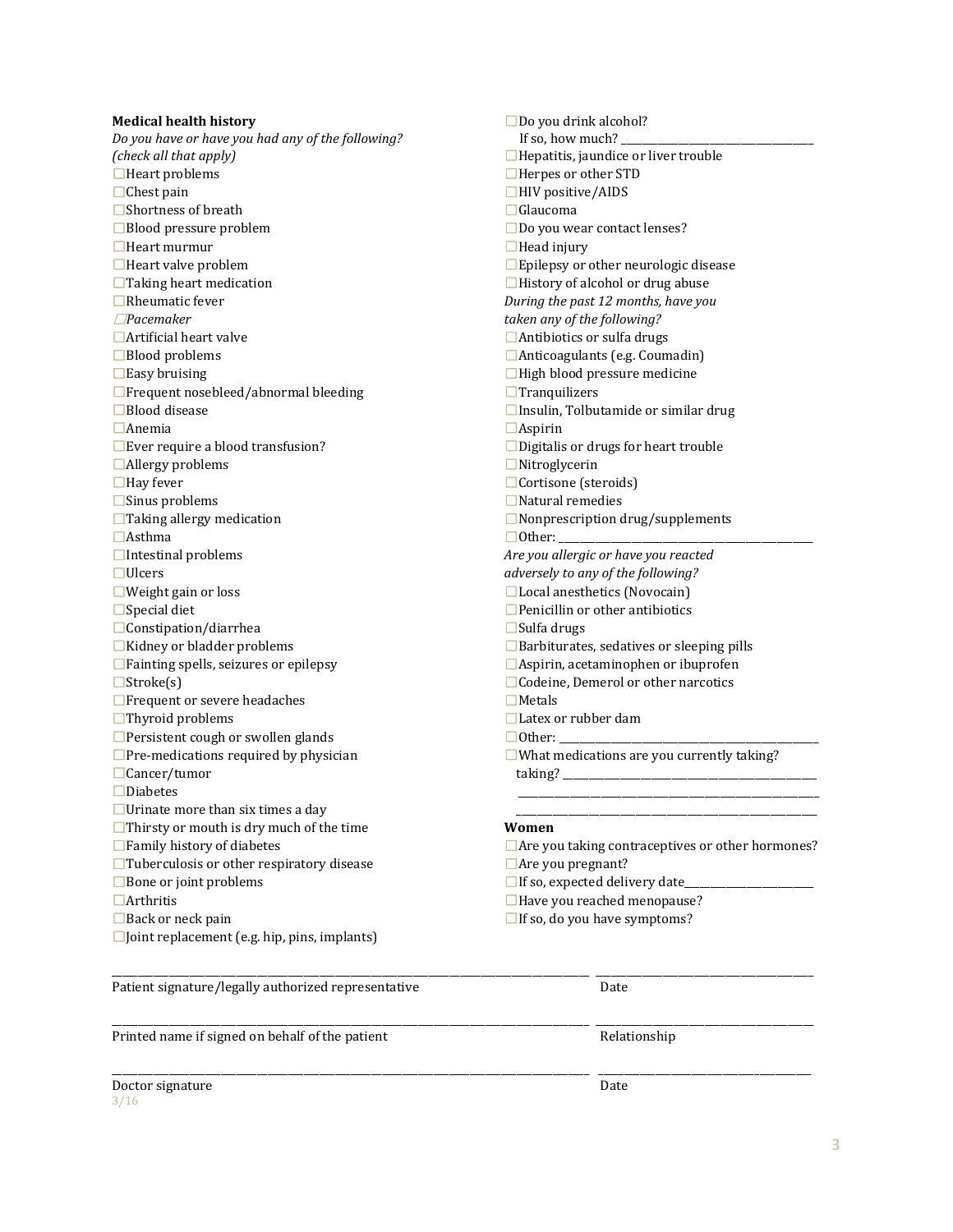**Medical health history**

*Do you have or have you had any of the following? (check all that apply)*

- ☐ Heart problems
- ☐ Chest pain
- ☐ Shortness of breath
- ☐ Blood pressure problem
- ☐ Heart murmur
- ☐ Heart valve problem
- ☐ Taking heart medication
- ☐ Rheumatic fever
- ☐ *Pacemaker*
- ☐ Artificial heart valve
- ☐ Blood problems
- ☐ Easy bruising
- ☐ Frequent nosebleed/abnormal bleeding
- ☐ Blood disease
- ☐ Anemia
- ☐ Ever require a blood transfusion?
- ☐ Allergy problems
- ☐ Hay fever
- ☐ Sinus problems
- ☐ Taking allergy medication
- ☐ Asthma
- ☐ Intestinal problems
- ☐ Ulcers
- ☐ Weight gain or loss
- ☐ Special diet
- ☐ Constipation/diarrhea
- ☐ Kidney or bladder problems
- ☐ Fainting spells, seizures or epilepsy
- ☐ Stroke(s)
- ☐ Frequent or severe headaches
- ☐ Thyroid problems
- ☐ Persistent cough or swollen glands
- ☐ Pre-medications required by physician
- ☐ Cancer/tumor
- ☐ Diabetes
- ☐ Urinate more than six times a day
- ☐ Thirsty or mouth is dry much of the time
- ☐ Family history of diabetes
- ☐ Tuberculosis or other respiratory disease
- ☐ Bone or joint problems
- ☐ Arthritis
- ☐ Back or neck pain
- ☐ Joint replacement (e.g. hip, pins, implants)
- ☐ Do you drink alcohol?
  If so, how much? ____________________
- ☐ Hepatitis, jaundice or liver trouble
- ☐ Herpes or other STD
- ☐ HIV positive/AIDS
- ☐ Glaucoma
- ☐ Do you wear contact lenses?
- ☐ Head injury
- ☐ Epilepsy or other neurologic disease
- ☐ History of alcohol or drug abuse

*During the past 12 months, have you taken any of the following?*

- ☐ Antibiotics or sulfa drugs
- ☐ Anticoagulants (e.g. Coumadin)
- ☐ High blood pressure medicine
- ☐ Tranquilizers
- ☐ Insulin, Tolbutamide or similar drug
- ☐ Aspirin
- ☐ Digitalis or drugs for heart trouble
- ☐ Nitroglycerin
- ☐ Cortisone (steroids)
- ☐ Natural remedies
- ☐ Nonprescription drug/supplements
- ☐ Other: ____________________

*Are you allergic or have you reacted adversely to any of the following?*

- ☐ Local anesthetics (Novocain)
- ☐ Penicillin or other antibiotics
- ☐ Sulfa drugs
- ☐ Barbiturates, sedatives or sleeping pills
- ☐ Aspirin, acetaminophen or ibuprofen
- ☐ Codeine, Demerol or other narcotics
- ☐ Metals
- ☐ Latex or rubber dam
- ☐ Other: ____________________
- ☐ What medications are you currently taking?
  taking? ____________________
  ____________________
  ____________________

**Women**

- ☐ Are you taking contraceptives or other hormones?
- ☐ Are you pregnant?
- ☐ If so, expected delivery date____________________
- ☐ Have you reached menopause?
- ☐ If so, do you have symptoms?

____________________ ____________________
Patient signature/legally authorized representative Date

____________________ ____________________
Printed name if signed on behalf of the patient Relationship

____________________ ____________________
Doctor signature Date

3/16